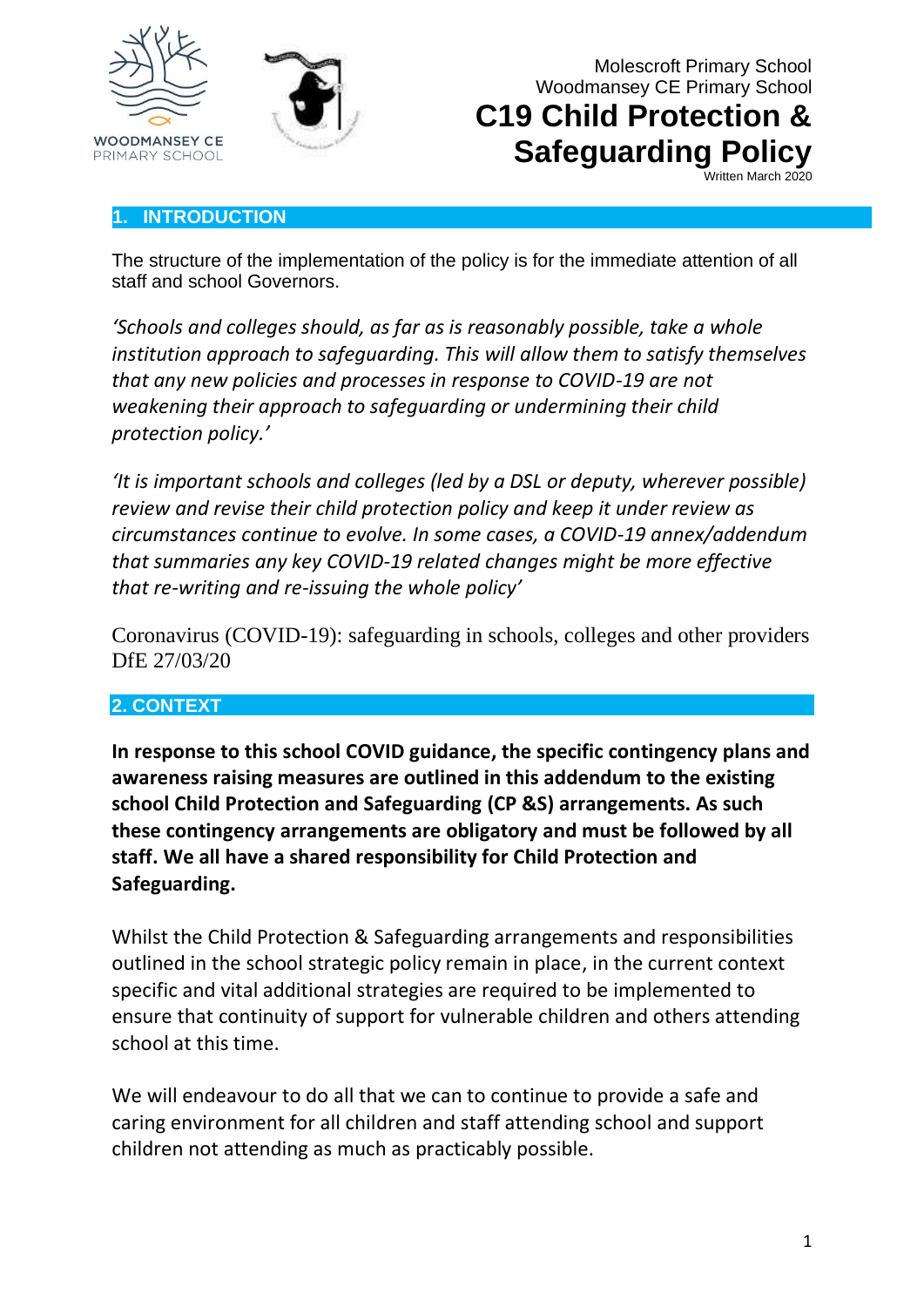WOODMANSEY CE PRIMARY SCHOOL

Molescroft Primary School
Woodmansey CE Primary School

# C19 Child Protection & Safeguarding Policy

Written March 2020

## 1. INTRODUCTION

The structure of the implementation of the policy is for the immediate attention of all staff and school Governors.

*'Schools and colleges should, as far as is reasonably possible, take a whole institution approach to safeguarding. This will allow them to satisfy themselves that any new policies and processes in response to COVID-19 are not weakening their approach to safeguarding or undermining their child protection policy.'*

*'It is important schools and colleges (led by a DSL or deputy, wherever possible) review and revise their child protection policy and keep it under review as circumstances continue to evolve. In some cases, a COVID-19 annex/addendum that summaries any key COVID-19 related changes might be more effective that re-writing and re-issuing the whole policy'*

Coronavirus (COVID-19): safeguarding in schools, colleges and other providers DfE 27/03/20

## 2. CONTEXT

**In response to this school COVID guidance, the specific contingency plans and awareness raising measures are outlined in this addendum to the existing school Child Protection and Safeguarding (CP &S) arrangements. As such these contingency arrangements are obligatory and must be followed by all staff. We all have a shared responsibility for Child Protection and Safeguarding.**

Whilst the Child Protection & Safeguarding arrangements and responsibilities outlined in the school strategic policy remain in place, in the current context specific and vital additional strategies are required to be implemented to ensure that continuity of support for vulnerable children and others attending school at this time.

We will endeavour to do all that we can to continue to provide a safe and caring environment for all children and staff attending school and support children not attending as much as practicably possible.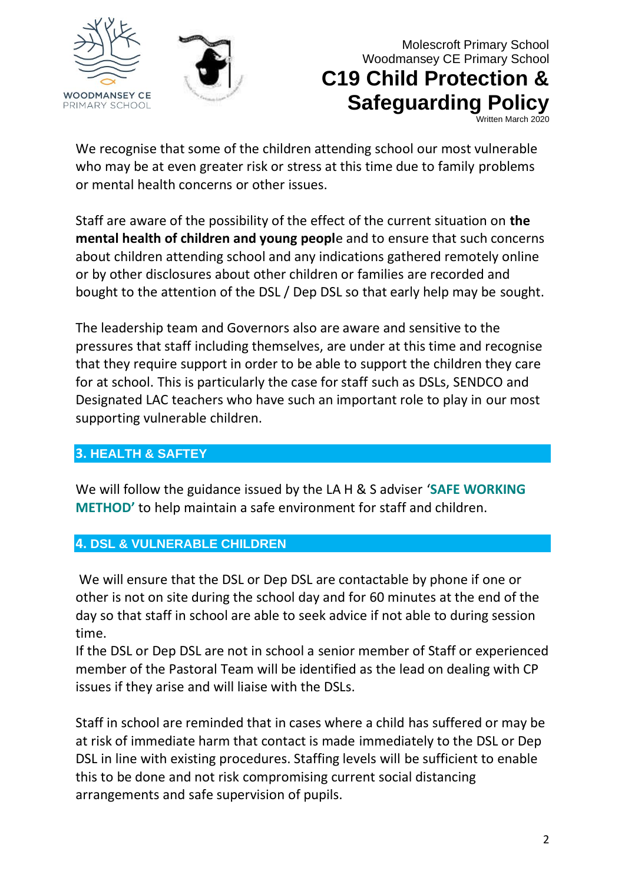We recognise that some of the children attending school our most vulnerable who may be at even greater risk or stress at this time due to family problems or mental health concerns or other issues.

Staff are aware of the possibility of the effect of the current situation on **the mental health of children and young peopl**e and to ensure that such concerns about children attending school and any indications gathered remotely online or by other disclosures about other children or families are recorded and bought to the attention of the DSL / Dep DSL so that early help may be sought.

The leadership team and Governors also are aware and sensitive to the pressures that staff including themselves, are under at this time and recognise that they require support in order to be able to support the children they care for at school. This is particularly the case for staff such as DSLs, SENDCO and Designated LAC teachers who have such an important role to play in our most supporting vulnerable children.

## 3. HEALTH & SAFTEY

We will follow the guidance issued by the LA H & S adviser '**SAFE WORKING METHOD'** to help maintain a safe environment for staff and children.

## 4. DSL & VULNERABLE CHILDREN

We will ensure that the DSL or Dep DSL are contactable by phone if one or other is not on site during the school day and for 60 minutes at the end of the day so that staff in school are able to seek advice if not able to during session time.

If the DSL or Dep DSL are not in school a senior member of Staff or experienced member of the Pastoral Team will be identified as the lead on dealing with CP issues if they arise and will liaise with the DSLs.

Staff in school are reminded that in cases where a child has suffered or may be at risk of immediate harm that contact is made immediately to the DSL or Dep DSL in line with existing procedures. Staffing levels will be sufficient to enable this to be done and not risk compromising current social distancing arrangements and safe supervision of pupils.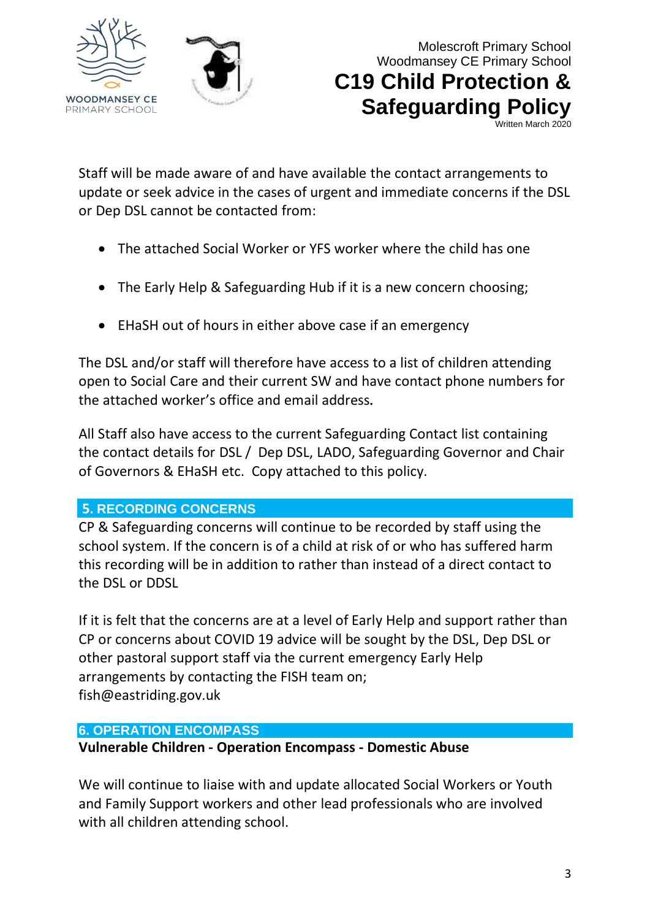Staff will be made aware of and have available the contact arrangements to update or seek advice in the cases of urgent and immediate concerns if the DSL or Dep DSL cannot be contacted from:

- The attached Social Worker or YFS worker where the child has one
- The Early Help & Safeguarding Hub if it is a new concern choosing;
- EHaSH out of hours in either above case if an emergency

The DSL and/or staff will therefore have access to a list of children attending open to Social Care and their current SW and have contact phone numbers for the attached worker's office and email address.

All Staff also have access to the current Safeguarding Contact list containing the contact details for DSL / Dep DSL, LADO, Safeguarding Governor and Chair of Governors & EHaSH etc. Copy attached to this policy.

## 5. RECORDING CONCERNS

CP & Safeguarding concerns will continue to be recorded by staff using the school system. If the concern is of a child at risk of or who has suffered harm this recording will be in addition to rather than instead of a direct contact to the DSL or DDSL

If it is felt that the concerns are at a level of Early Help and support rather than CP or concerns about COVID 19 advice will be sought by the DSL, Dep DSL or other pastoral support staff via the current emergency Early Help arrangements by contacting the FISH team on;
fish@eastriding.gov.uk

## 6. OPERATION ENCOMPASS

**Vulnerable Children - Operation Encompass - Domestic Abuse**

We will continue to liaise with and update allocated Social Workers or Youth and Family Support workers and other lead professionals who are involved with all children attending school.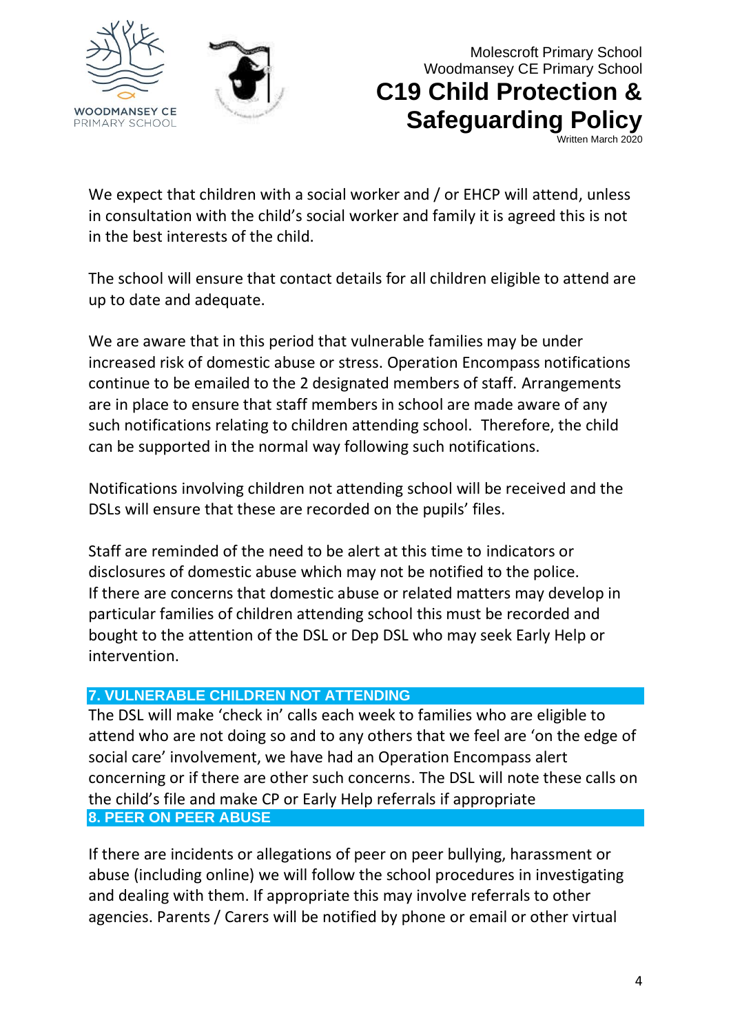We expect that children with a social worker and / or EHCP will attend, unless in consultation with the child's social worker and family it is agreed this is not in the best interests of the child.

The school will ensure that contact details for all children eligible to attend are up to date and adequate.

We are aware that in this period that vulnerable families may be under increased risk of domestic abuse or stress. Operation Encompass notifications continue to be emailed to the 2 designated members of staff. Arrangements are in place to ensure that staff members in school are made aware of any such notifications relating to children attending school. Therefore, the child can be supported in the normal way following such notifications.

Notifications involving children not attending school will be received and the DSLs will ensure that these are recorded on the pupils' files.

Staff are reminded of the need to be alert at this time to indicators or disclosures of domestic abuse which may not be notified to the police. If there are concerns that domestic abuse or related matters may develop in particular families of children attending school this must be recorded and bought to the attention of the DSL or Dep DSL who may seek Early Help or intervention.

## 7. VULNERABLE CHILDREN NOT ATTENDING

The DSL will make 'check in' calls each week to families who are eligible to attend who are not doing so and to any others that we feel are 'on the edge of social care' involvement, we have had an Operation Encompass alert concerning or if there are other such concerns. The DSL will note these calls on the child's file and make CP or Early Help referrals if appropriate

## 8. PEER ON PEER ABUSE

If there are incidents or allegations of peer on peer bullying, harassment or abuse (including online) we will follow the school procedures in investigating and dealing with them. If appropriate this may involve referrals to other agencies. Parents / Carers will be notified by phone or email or other virtual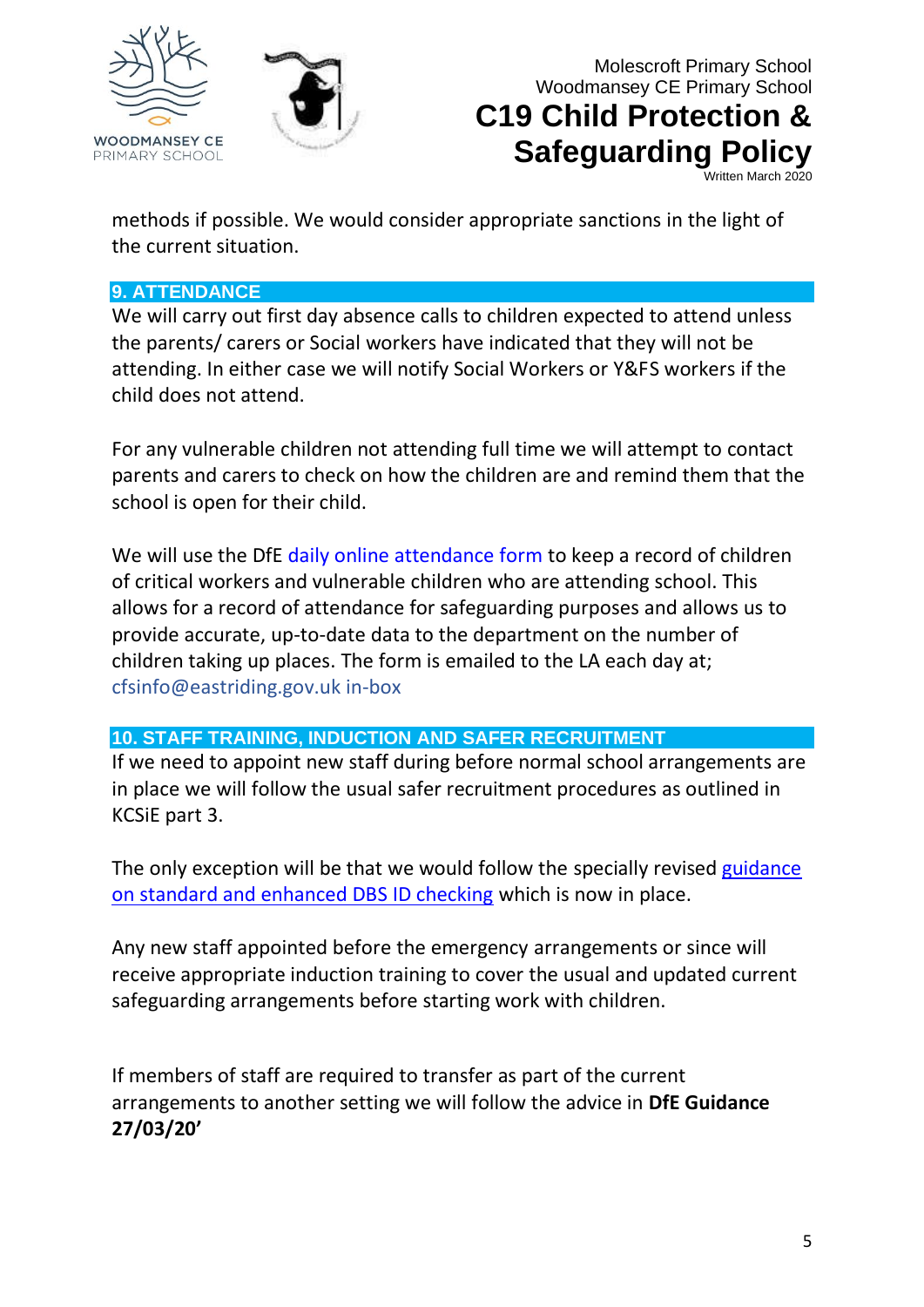methods if possible. We would consider appropriate sanctions in the light of the current situation.

## 9. ATTENDANCE

We will carry out first day absence calls to children expected to attend unless the parents/ carers or Social workers have indicated that they will not be attending. In either case we will notify Social Workers or Y&FS workers if the child does not attend.

For any vulnerable children not attending full time we will attempt to contact parents and carers to check on how the children are and remind them that the school is open for their child.

We will use the DfE daily online attendance form to keep a record of children of critical workers and vulnerable children who are attending school. This allows for a record of attendance for safeguarding purposes and allows us to provide accurate, up-to-date data to the department on the number of children taking up places. The form is emailed to the LA each day at; cfsinfo@eastriding.gov.uk in-box

## 10. STAFF TRAINING, INDUCTION AND SAFER RECRUITMENT

If we need to appoint new staff during before normal school arrangements are in place we will follow the usual safer recruitment procedures as outlined in KCSiE part 3.

The only exception will be that we would follow the specially revised guidance on standard and enhanced DBS ID checking which is now in place.

Any new staff appointed before the emergency arrangements or since will receive appropriate induction training to cover the usual and updated current safeguarding arrangements before starting work with children.

If members of staff are required to transfer as part of the current arrangements to another setting we will follow the advice in **DfE Guidance 27/03/20'**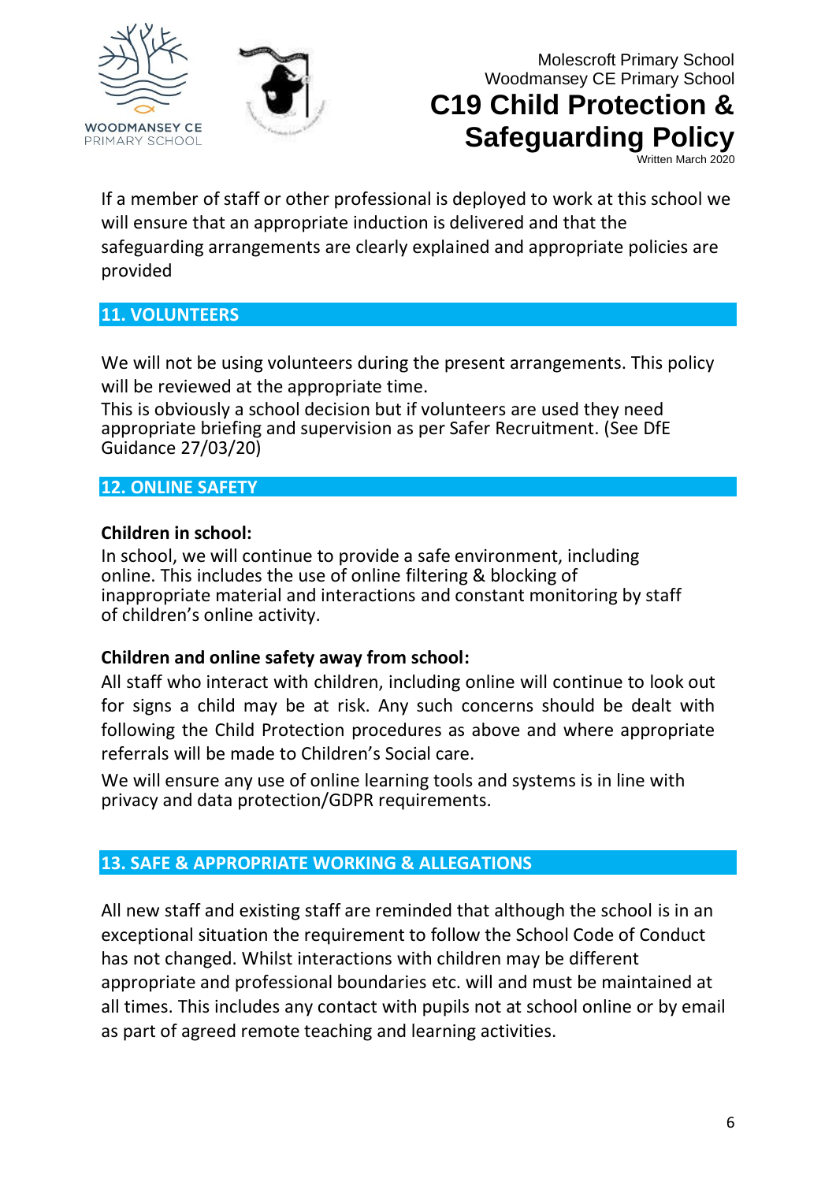If a member of staff or other professional is deployed to work at this school we will ensure that an appropriate induction is delivered and that the safeguarding arrangements are clearly explained and appropriate policies are provided

## 11. VOLUNTEERS

We will not be using volunteers during the present arrangements. This policy will be reviewed at the appropriate time.
This is obviously a school decision but if volunteers are used they need appropriate briefing and supervision as per Safer Recruitment. (See DfE Guidance 27/03/20)

## 12. ONLINE SAFETY

**Children in school:**
In school, we will continue to provide a safe environment, including online. This includes the use of online filtering & blocking of inappropriate material and interactions and constant monitoring by staff of children's online activity.

**Children and online safety away from school:**
All staff who interact with children, including online will continue to look out for signs a child may be at risk. Any such concerns should be dealt with following the Child Protection procedures as above and where appropriate referrals will be made to Children's Social care.

We will ensure any use of online learning tools and systems is in line with privacy and data protection/GDPR requirements.

## 13. SAFE & APPROPRIATE WORKING & ALLEGATIONS

All new staff and existing staff are reminded that although the school is in an exceptional situation the requirement to follow the School Code of Conduct has not changed. Whilst interactions with children may be different appropriate and professional boundaries etc. will and must be maintained at all times. This includes any contact with pupils not at school online or by email as part of agreed remote teaching and learning activities.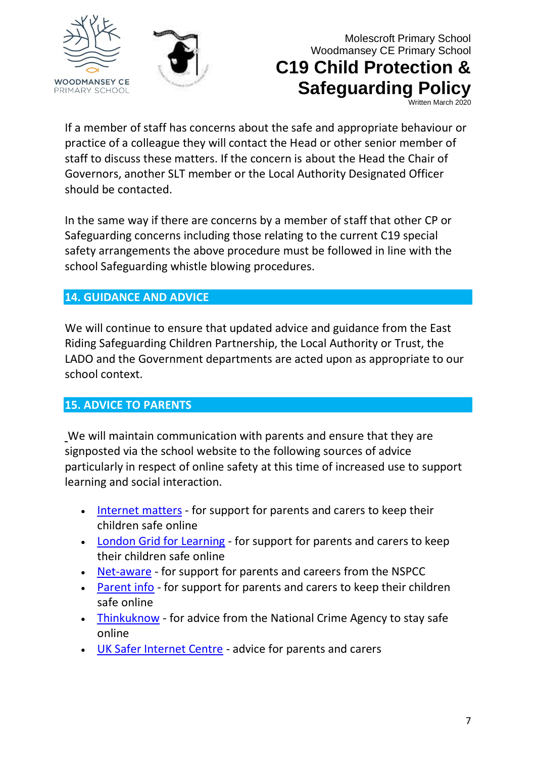If a member of staff has concerns about the safe and appropriate behaviour or practice of a colleague they will contact the Head or other senior member of staff to discuss these matters. If the concern is about the Head the Chair of Governors, another SLT member or the Local Authority Designated Officer should be contacted.

In the same way if there are concerns by a member of staff that other CP or Safeguarding concerns including those relating to the current C19 special safety arrangements the above procedure must be followed in line with the school Safeguarding whistle blowing procedures.

## 14. GUIDANCE AND ADVICE

We will continue to ensure that updated advice and guidance from the East Riding Safeguarding Children Partnership, the Local Authority or Trust, the LADO and the Government departments are acted upon as appropriate to our school context.

## 15. ADVICE TO PARENTS

We will maintain communication with parents and ensure that they are signposted via the school website to the following sources of advice particularly in respect of online safety at this time of increased use to support learning and social interaction.

- Internet matters - for support for parents and carers to keep their children safe online
- London Grid for Learning - for support for parents and carers to keep their children safe online
- Net-aware - for support for parents and careers from the NSPCC
- Parent info - for support for parents and carers to keep their children safe online
- Thinkuknow - for advice from the National Crime Agency to stay safe online
- UK Safer Internet Centre - advice for parents and carers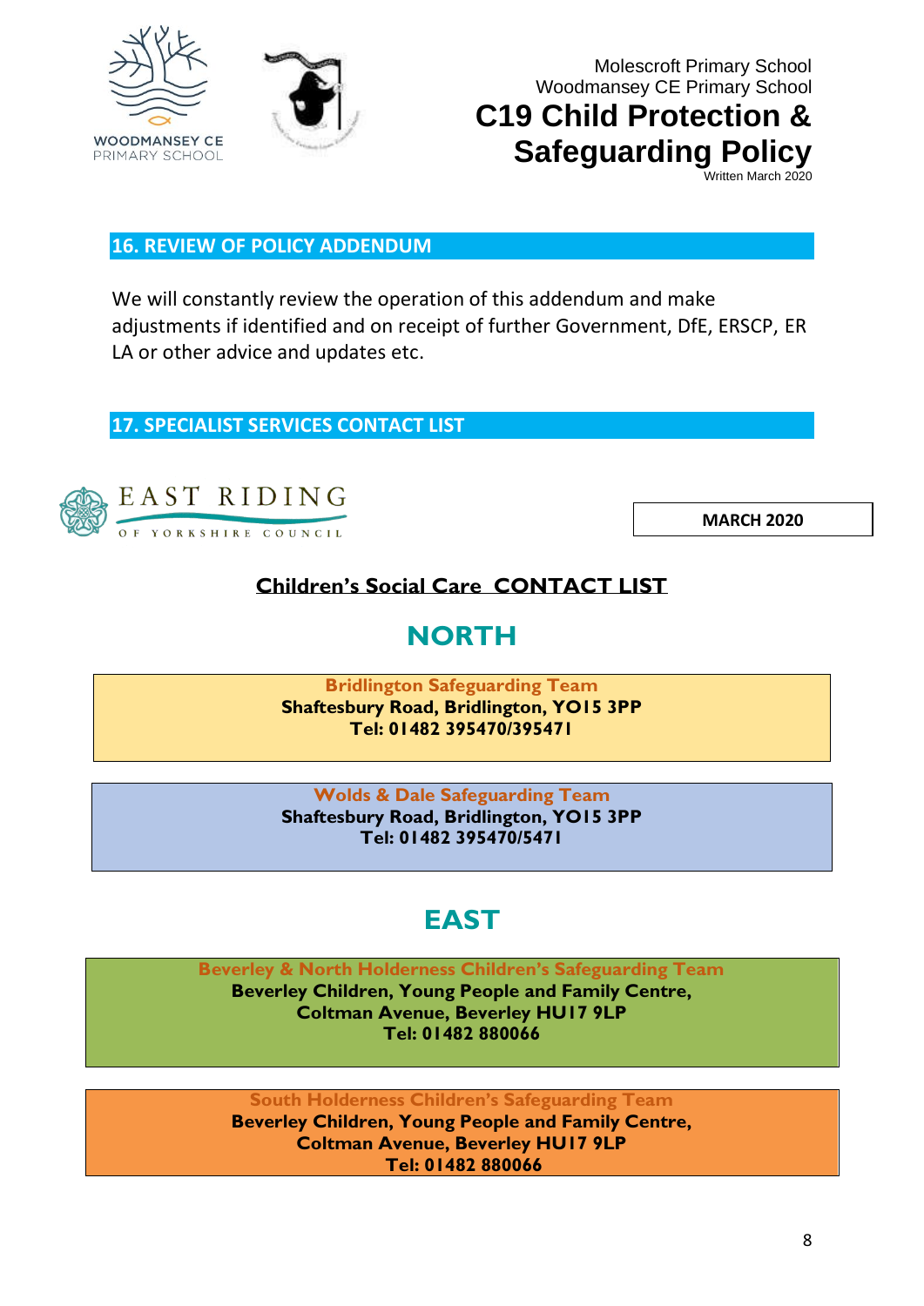## 16. REVIEW OF POLICY ADDENDUM

We will constantly review the operation of this addendum and make adjustments if identified and on receipt of further Government, DfE, ERSCP, ER LA or other advice and updates etc.

## 17. SPECIALIST SERVICES CONTACT LIST

EAST RIDING OF YORKSHIRE COUNCIL

**MARCH 2020**

**Children's Social Care CONTACT LIST**

## NORTH

**Bridlington Safeguarding Team**
**Shaftesbury Road, Bridlington, YO15 3PP**
**Tel: 01482 395470/395471**

**Wolds & Dale Safeguarding Team**
**Shaftesbury Road, Bridlington, YO15 3PP**
**Tel: 01482 395470/5471**

## EAST

**Beverley & North Holderness Children's Safeguarding Team**
**Beverley Children, Young People and Family Centre,**
**Coltman Avenue, Beverley HU17 9LP**
**Tel: 01482 880066**

**South Holderness Children's Safeguarding Team**
**Beverley Children, Young People and Family Centre,**
**Coltman Avenue, Beverley HU17 9LP**
**Tel: 01482 880066**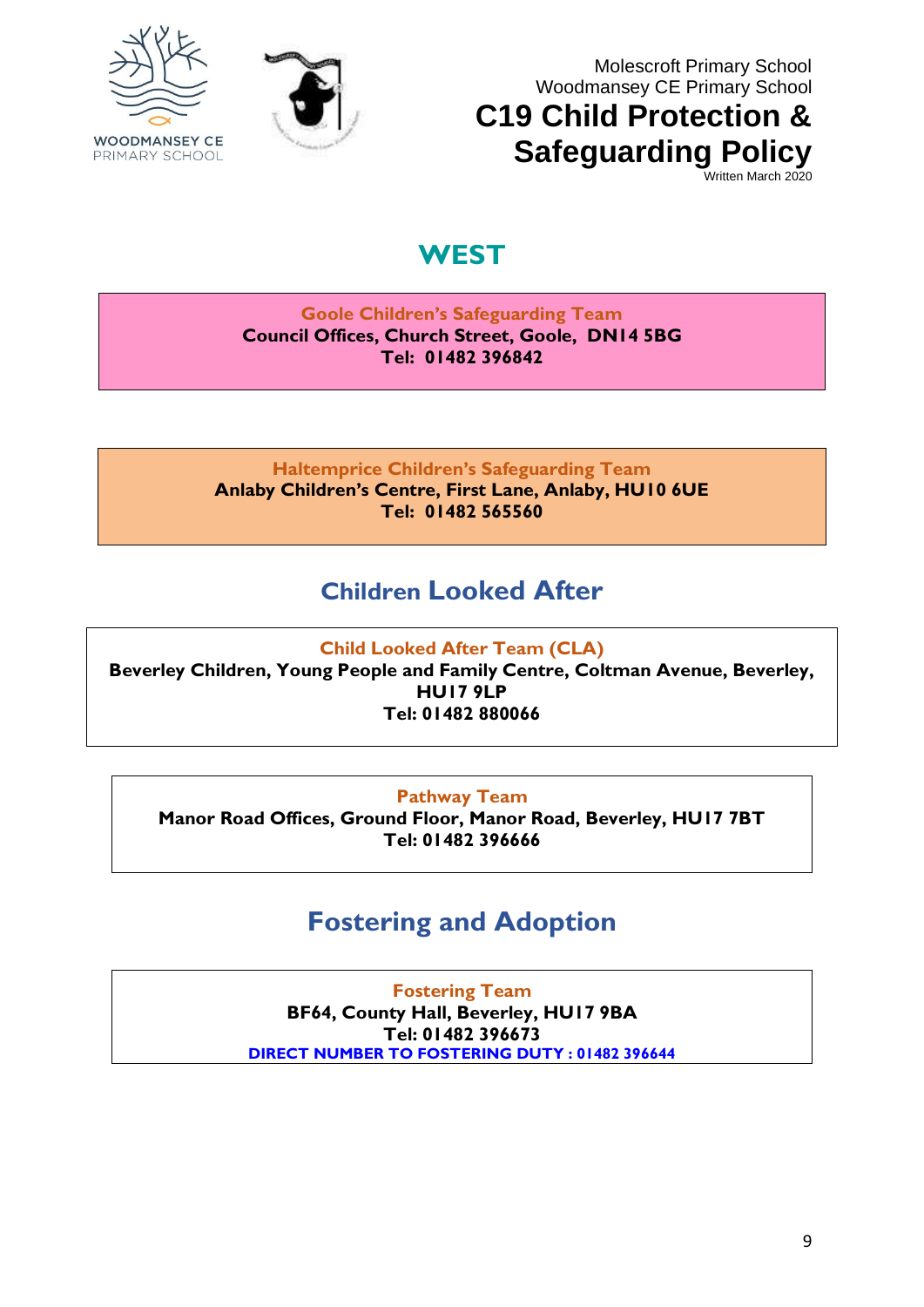## WEST

**Goole Children's Safeguarding Team**
**Council Offices, Church Street, Goole, DN14 5BG**
**Tel: 01482 396842**

**Haltemprice Children's Safeguarding Team**
**Anlaby Children's Centre, First Lane, Anlaby, HU10 6UE**
**Tel: 01482 565560**

## Children Looked After

**Child Looked After Team (CLA)**
**Beverley Children, Young People and Family Centre, Coltman Avenue, Beverley, HU17 9LP**
**Tel: 01482 880066**

**Pathway Team**
**Manor Road Offices, Ground Floor, Manor Road, Beverley, HU17 7BT**
**Tel: 01482 396666**

## Fostering and Adoption

**Fostering Team**
**BF64, County Hall, Beverley, HU17 9BA**
**Tel: 01482 396673**
**DIRECT NUMBER TO FOSTERING DUTY : 01482 396644**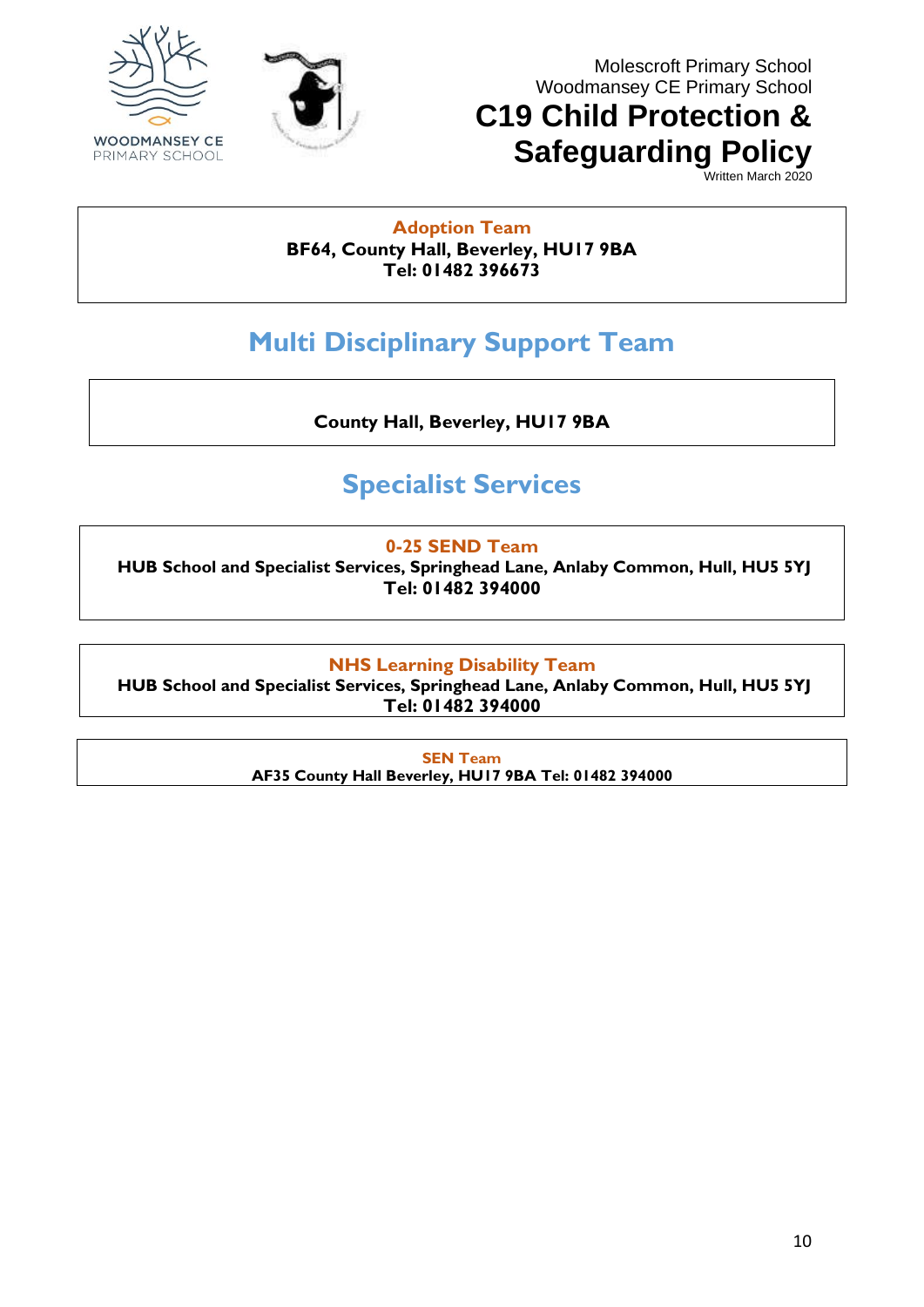**Adoption Team**
**BF64, County Hall, Beverley, HU17 9BA**
**Tel: 01482 396673**

## Multi Disciplinary Support Team

**County Hall, Beverley, HU17 9BA**

## Specialist Services

**0-25 SEND Team**
**HUB School and Specialist Services, Springhead Lane, Anlaby Common, Hull, HU5 5YJ**
**Tel: 01482 394000**

**NHS Learning Disability Team**
**HUB School and Specialist Services, Springhead Lane, Anlaby Common, Hull, HU5 5YJ**
**Tel: 01482 394000**

**SEN Team**
**AF35 County Hall Beverley, HU17 9BA Tel: 01482 394000**